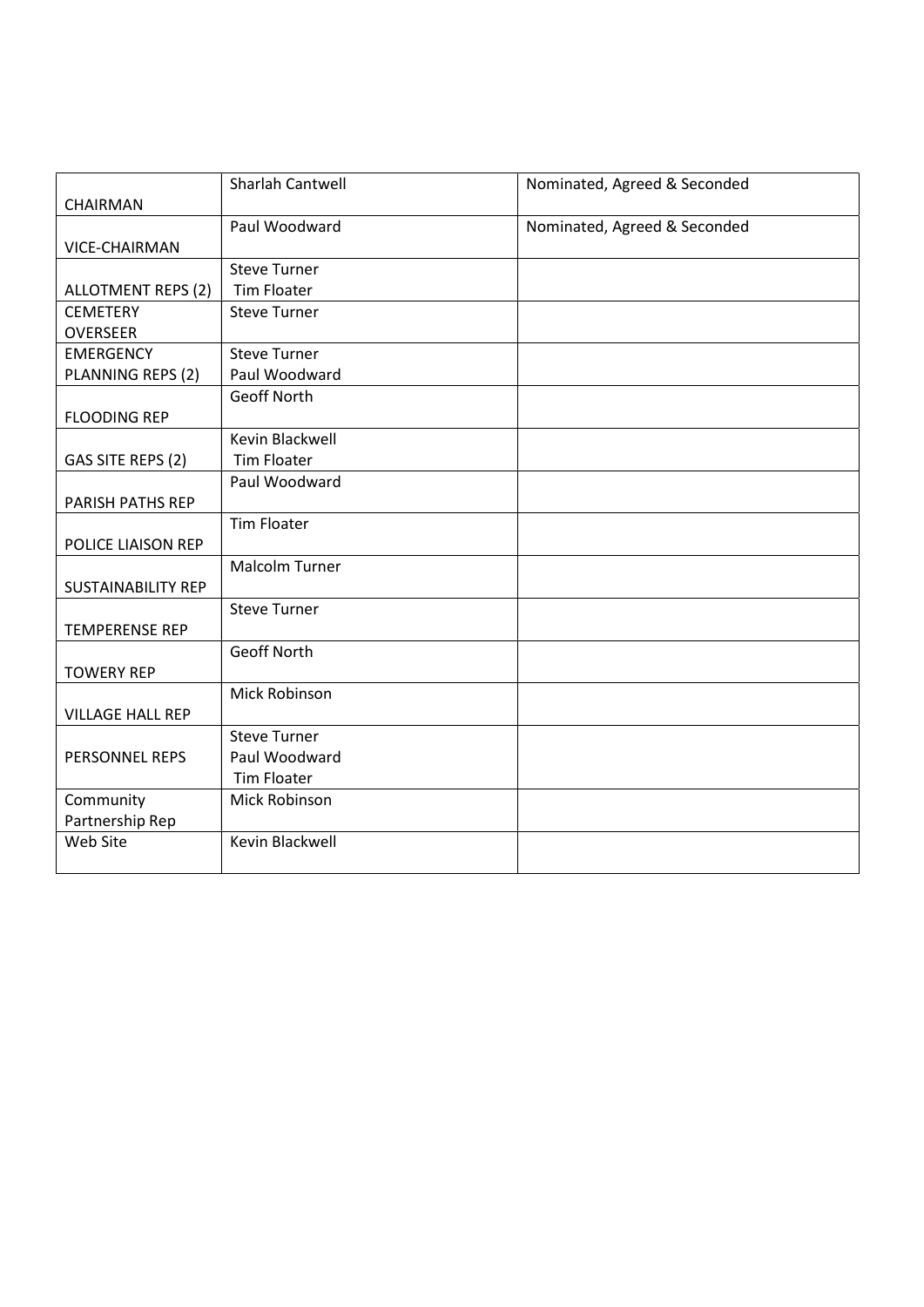| | | |
|---|---|---|
| CHAIRMAN | Sharlah Cantwell | Nominated, Agreed & Seconded |
| VICE-CHAIRMAN | Paul Woodward | Nominated, Agreed & Seconded |
| ALLOTMENT REPS (2) | Steve Turner<br>Tim Floater | |
| CEMETERY OVERSEER | Steve Turner | |
| EMERGENCY PLANNING REPS (2) | Steve Turner<br>Paul Woodward | |
| FLOODING REP | Geoff North | |
| GAS SITE REPS (2) | Kevin Blackwell<br>Tim Floater | |
| PARISH PATHS REP | Paul Woodward | |
| POLICE LIAISON REP | Tim Floater | |
| SUSTAINABILITY REP | Malcolm Turner | |
| TEMPERENSE REP | Steve Turner | |
| TOWERY REP | Geoff North | |
| VILLAGE HALL REP | Mick Robinson | |
| PERSONNEL REPS | Steve Turner<br>Paul Woodward<br>Tim Floater | |
| Community Partnership Rep | Mick Robinson | |
| Web Site | Kevin Blackwell | |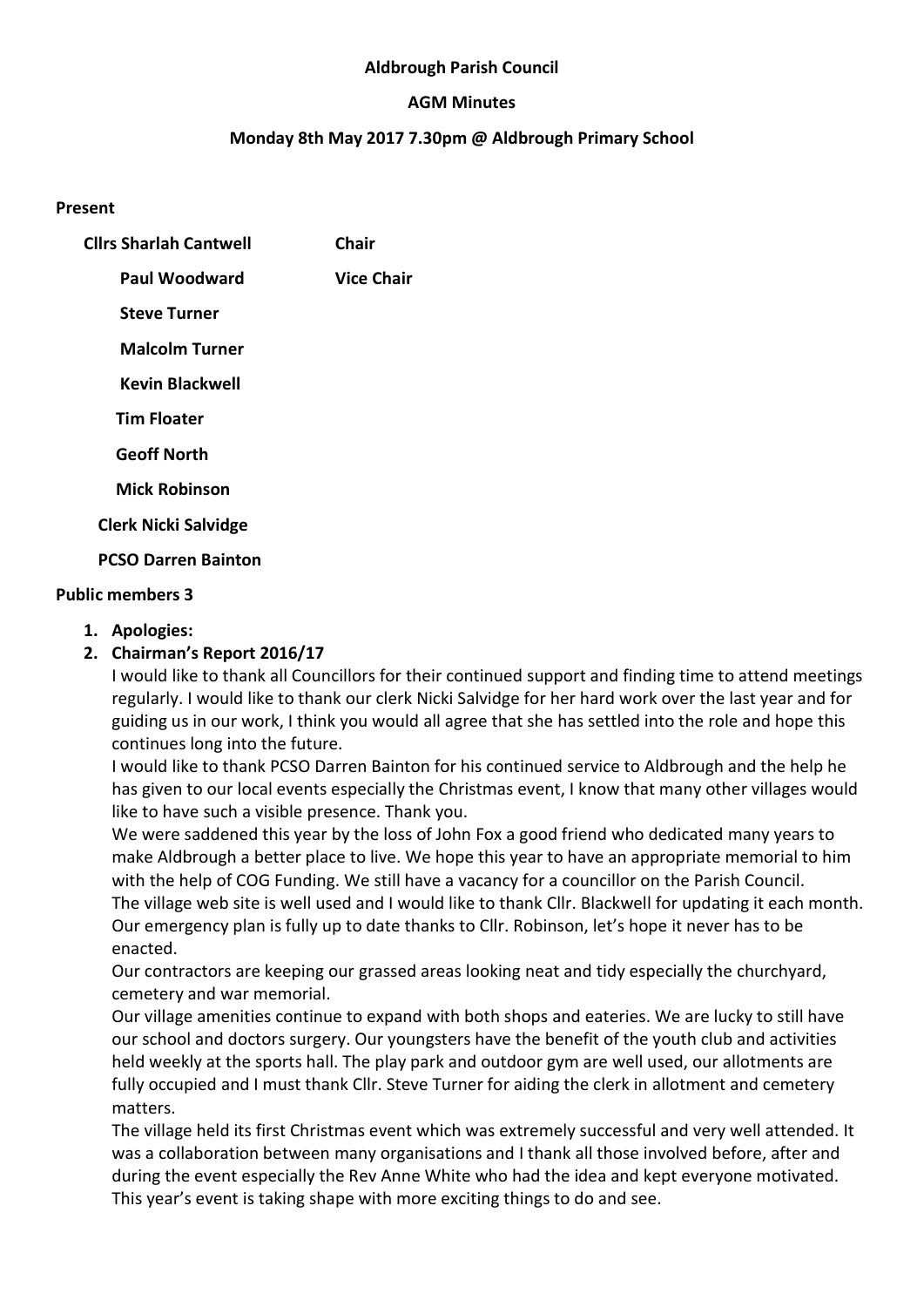**Aldbrough Parish Council**

**AGM Minutes**

**Monday 8th May 2017 7.30pm @ Aldbrough Primary School**

**Present**

| | |
|---|---|
| **Cllrs Sharlah Cantwell** | **Chair** |
| **Paul Woodward** | **Vice Chair** |
| **Steve Turner** | |
| **Malcolm Turner** | |
| **Kevin Blackwell** | |
| **Tim Floater** | |
| **Geoff North** | |
| **Mick Robinson** | |
| **Clerk Nicki Salvidge** | |
| **PCSO Darren Bainton** | |

**Public members 3**

1. **Apologies:**
2. **Chairman's Report 2016/17**

   I would like to thank all Councillors for their continued support and finding time to attend meetings regularly. I would like to thank our clerk Nicki Salvidge for her hard work over the last year and for guiding us in our work, I think you would all agree that she has settled into the role and hope this continues long into the future.

   I would like to thank PCSO Darren Bainton for his continued service to Aldbrough and the help he has given to our local events especially the Christmas event, I know that many other villages would like to have such a visible presence. Thank you.

   We were saddened this year by the loss of John Fox a good friend who dedicated many years to make Aldbrough a better place to live. We hope this year to have an appropriate memorial to him with the help of COG Funding. We still have a vacancy for a councillor on the Parish Council.

   The village web site is well used and I would like to thank Cllr. Blackwell for updating it each month. Our emergency plan is fully up to date thanks to Cllr. Robinson, let's hope it never has to be enacted.

   Our contractors are keeping our grassed areas looking neat and tidy especially the churchyard, cemetery and war memorial.

   Our village amenities continue to expand with both shops and eateries. We are lucky to still have our school and doctors surgery. Our youngsters have the benefit of the youth club and activities held weekly at the sports hall. The play park and outdoor gym are well used, our allotments are fully occupied and I must thank Cllr. Steve Turner for aiding the clerk in allotment and cemetery matters.

   The village held its first Christmas event which was extremely successful and very well attended. It was a collaboration between many organisations and I thank all those involved before, after and during the event especially the Rev Anne White who had the idea and kept everyone motivated. This year's event is taking shape with more exciting things to do and see.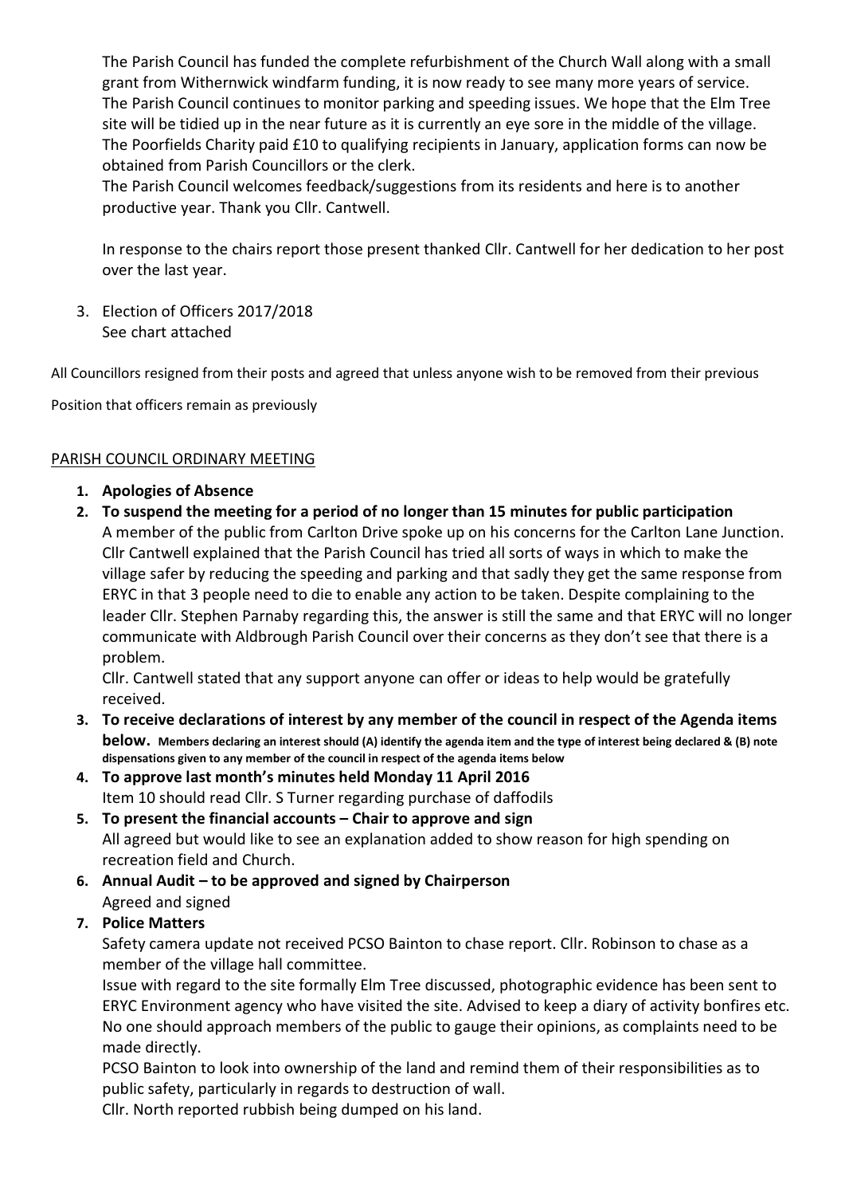The Parish Council has funded the complete refurbishment of the Church Wall along with a small grant from Withernwick windfarm funding, it is now ready to see many more years of service. The Parish Council continues to monitor parking and speeding issues. We hope that the Elm Tree site will be tidied up in the near future as it is currently an eye sore in the middle of the village. The Poorfields Charity paid £10 to qualifying recipients in January, application forms can now be obtained from Parish Councillors or the clerk.
The Parish Council welcomes feedback/suggestions from its residents and here is to another productive year. Thank you Cllr. Cantwell.

In response to the chairs report those present thanked Cllr. Cantwell for her dedication to her post over the last year.

3. Election of Officers 2017/2018
   See chart attached

All Councillors resigned from their posts and agreed that unless anyone wish to be removed from their previous

Position that officers remain as previously

PARISH COUNCIL ORDINARY MEETING

1. **Apologies of Absence**
2. **To suspend the meeting for a period of no longer than 15 minutes for public participation**
   A member of the public from Carlton Drive spoke up on his concerns for the Carlton Lane Junction. Cllr Cantwell explained that the Parish Council has tried all sorts of ways in which to make the village safer by reducing the speeding and parking and that sadly they get the same response from ERYC in that 3 people need to die to enable any action to be taken. Despite complaining to the leader Cllr. Stephen Parnaby regarding this, the answer is still the same and that ERYC will no longer communicate with Aldbrough Parish Council over their concerns as they don't see that there is a problem.
   Cllr. Cantwell stated that any support anyone can offer or ideas to help would be gratefully received.
3. **To receive declarations of interest by any member of the council in respect of the Agenda items below. Members declaring an interest should (A) identify the agenda item and the type of interest being declared & (B) note dispensations given to any member of the council in respect of the agenda items below**
4. **To approve last month's minutes held Monday 11 April 2016**
   Item 10 should read Cllr. S Turner regarding purchase of daffodils
5. **To present the financial accounts – Chair to approve and sign**
   All agreed but would like to see an explanation added to show reason for high spending on recreation field and Church.
6. **Annual Audit – to be approved and signed by Chairperson**
   Agreed and signed
7. **Police Matters**
   Safety camera update not received PCSO Bainton to chase report. Cllr. Robinson to chase as a member of the village hall committee.
   Issue with regard to the site formally Elm Tree discussed, photographic evidence has been sent to ERYC Environment agency who have visited the site. Advised to keep a diary of activity bonfires etc. No one should approach members of the public to gauge their opinions, as complaints need to be made directly.
   PCSO Bainton to look into ownership of the land and remind them of their responsibilities as to public safety, particularly in regards to destruction of wall.
   Cllr. North reported rubbish being dumped on his land.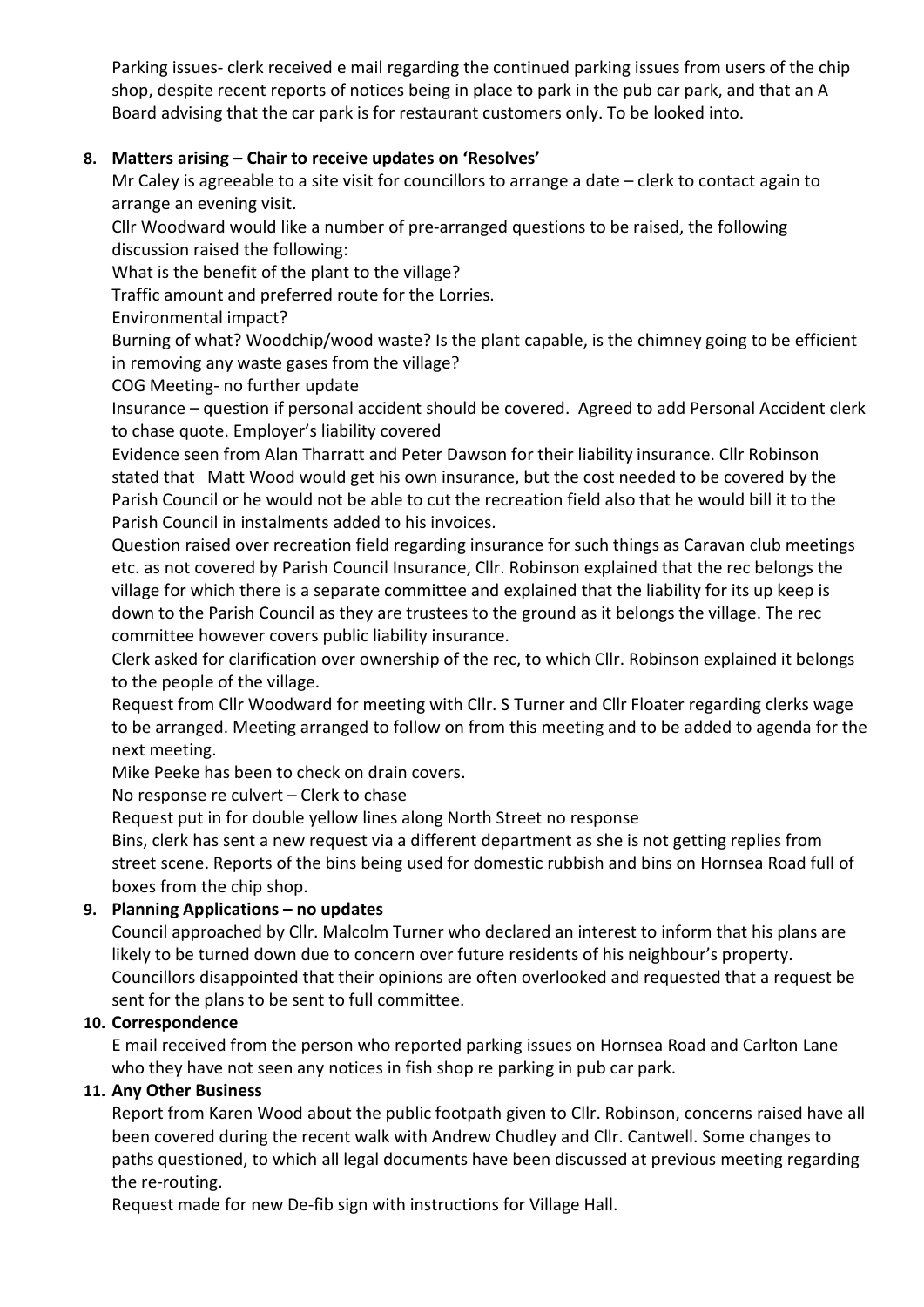Parking issues- clerk received e mail regarding the continued parking issues from users of the chip shop, despite recent reports of notices being in place to park in the pub car park, and that an A Board advising that the car park is for restaurant customers only. To be looked into.

**8. Matters arising – Chair to receive updates on 'Resolves'**

Mr Caley is agreeable to a site visit for councillors to arrange a date – clerk to contact again to arrange an evening visit.

Cllr Woodward would like a number of pre-arranged questions to be raised, the following discussion raised the following:

What is the benefit of the plant to the village?

Traffic amount and preferred route for the Lorries.

Environmental impact?

Burning of what? Woodchip/wood waste? Is the plant capable, is the chimney going to be efficient in removing any waste gases from the village?

COG Meeting- no further update

Insurance – question if personal accident should be covered. Agreed to add Personal Accident clerk to chase quote. Employer's liability covered

Evidence seen from Alan Tharratt and Peter Dawson for their liability insurance. Cllr Robinson stated that Matt Wood would get his own insurance, but the cost needed to be covered by the Parish Council or he would not be able to cut the recreation field also that he would bill it to the Parish Council in instalments added to his invoices.

Question raised over recreation field regarding insurance for such things as Caravan club meetings etc. as not covered by Parish Council Insurance, Cllr. Robinson explained that the rec belongs the village for which there is a separate committee and explained that the liability for its up keep is down to the Parish Council as they are trustees to the ground as it belongs the village. The rec committee however covers public liability insurance.

Clerk asked for clarification over ownership of the rec, to which Cllr. Robinson explained it belongs to the people of the village.

Request from Cllr Woodward for meeting with Cllr. S Turner and Cllr Floater regarding clerks wage to be arranged. Meeting arranged to follow on from this meeting and to be added to agenda for the next meeting.

Mike Peeke has been to check on drain covers.

No response re culvert – Clerk to chase

Request put in for double yellow lines along North Street no response

Bins, clerk has sent a new request via a different department as she is not getting replies from street scene. Reports of the bins being used for domestic rubbish and bins on Hornsea Road full of boxes from the chip shop.

**9. Planning Applications – no updates**

Council approached by Cllr. Malcolm Turner who declared an interest to inform that his plans are likely to be turned down due to concern over future residents of his neighbour's property. Councillors disappointed that their opinions are often overlooked and requested that a request be sent for the plans to be sent to full committee.

**10. Correspondence**

E mail received from the person who reported parking issues on Hornsea Road and Carlton Lane who they have not seen any notices in fish shop re parking in pub car park.

**11. Any Other Business**

Report from Karen Wood about the public footpath given to Cllr. Robinson, concerns raised have all been covered during the recent walk with Andrew Chudley and Cllr. Cantwell. Some changes to paths questioned, to which all legal documents have been discussed at previous meeting regarding the re-routing.

Request made for new De-fib sign with instructions for Village Hall.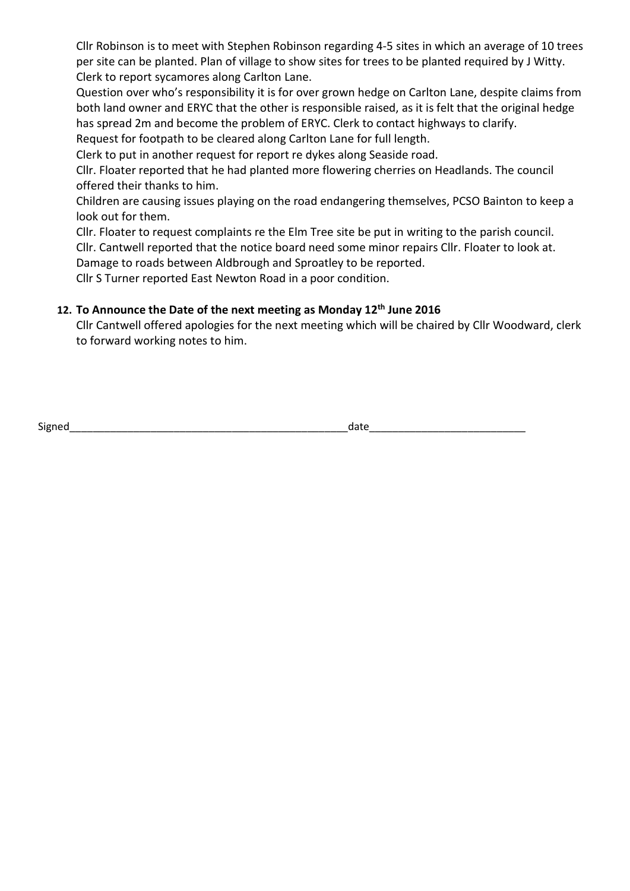Cllr Robinson is to meet with Stephen Robinson regarding 4-5 sites in which an average of 10 trees per site can be planted. Plan of village to show sites for trees to be planted required by J Witty. Clerk to report sycamores along Carlton Lane.

Question over who's responsibility it is for over grown hedge on Carlton Lane, despite claims from both land owner and ERYC that the other is responsible raised, as it is felt that the original hedge has spread 2m and become the problem of ERYC. Clerk to contact highways to clarify.

Request for footpath to be cleared along Carlton Lane for full length.

Clerk to put in another request for report re dykes along Seaside road.

Cllr. Floater reported that he had planted more flowering cherries on Headlands. The council offered their thanks to him.

Children are causing issues playing on the road endangering themselves, PCSO Bainton to keep a look out for them.

Cllr. Floater to request complaints re the Elm Tree site be put in writing to the parish council.

Cllr. Cantwell reported that the notice board need some minor repairs Cllr. Floater to look at.

Damage to roads between Aldbrough and Sproatley to be reported.

Cllr S Turner reported East Newton Road in a poor condition.

**12. To Announce the Date of the next meeting as Monday 12th June 2016**

Cllr Cantwell offered apologies for the next meeting which will be chaired by Cllr Woodward, clerk to forward working notes to him.

Signed_______________________________________________date__________________________